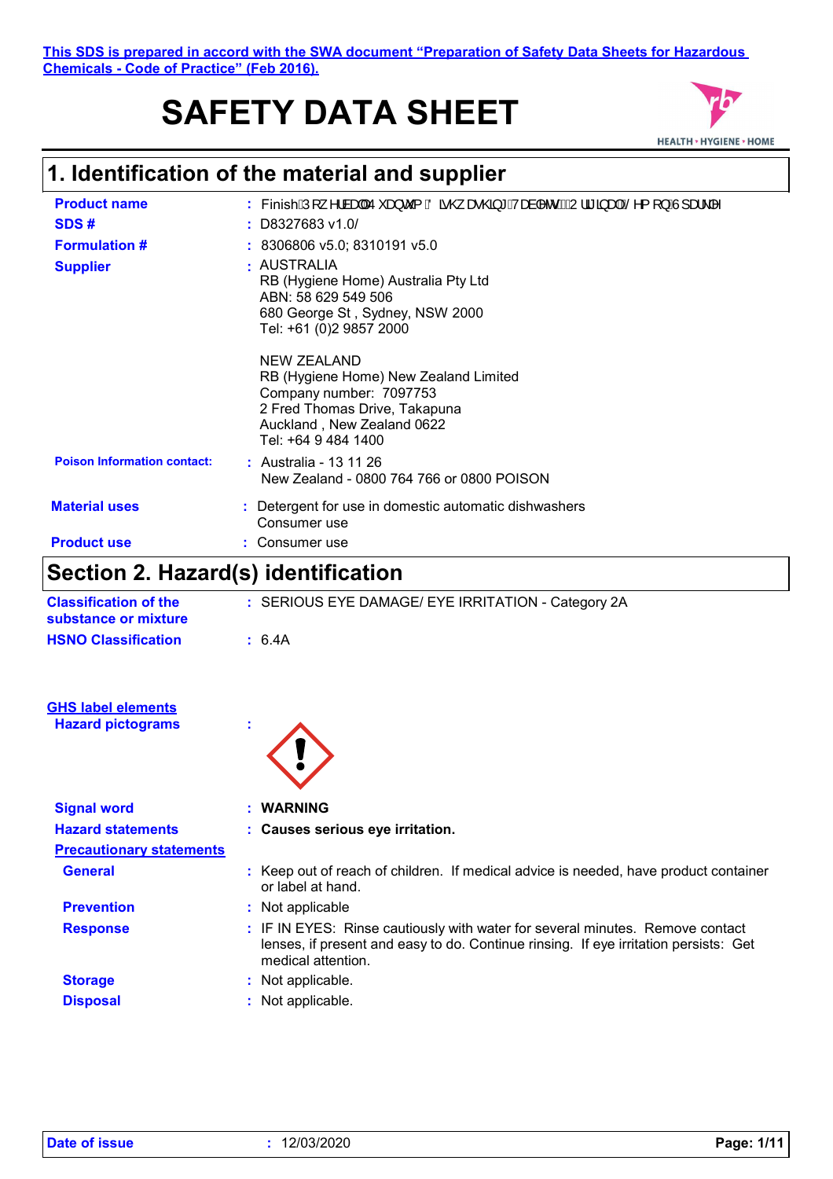**This SDS is prepared in accord with the SWA document "Preparation of Safety Data Sheets for Hazardous Chemicals - Code of Practice" (Feb 2016).**

# SAFETY DATA SHEET

## 1. Identification of the material and supplier

| | |
|---|---|
| **Product name** | : Finish Powerball Quantum Dishwashing Tablets Original Lemon Sparkle |
| **SDS #** | : D8327683 v1.0/ |
| **Formulation #** | : 8306806 v5.0; 8310191 v5.0 |
| **Supplier** | : AUSTRALIA<br>RB (Hygiene Home) Australia Pty Ltd<br>ABN: 58 629 549 506<br>680 George St , Sydney, NSW 2000<br>Tel: +61 (0)2 9857 2000<br><br>NEW ZEALAND<br>RB (Hygiene Home) New Zealand Limited<br>Company number: 7097753<br>2 Fred Thomas Drive, Takapuna<br>Auckland , New Zealand 0622<br>Tel: +64 9 484 1400 |
| **Poison Information contact:** | : Australia - 13 11 26<br>New Zealand - 0800 764 766 or 0800 POISON |
| **Material uses** | : Detergent for use in domestic automatic dishwashers<br>Consumer use |
| **Product use** | : Consumer use |

## Section 2. Hazard(s) identification

| | |
|---|---|
| **Classification of the substance or mixture** | : SERIOUS EYE DAMAGE/ EYE IRRITATION - Category 2A |
| **HSNO Classification** | : 6.4A |

**GHS label elements**

| | |
|---|---|
| **Hazard pictograms** | : |
| **Signal word** | : **WARNING** |
| **Hazard statements** | : **Causes serious eye irritation.** |

**Precautionary statements**

| | |
|---|---|
| **General** | : Keep out of reach of children. If medical advice is needed, have product container or label at hand. |
| **Prevention** | : Not applicable |
| **Response** | : IF IN EYES: Rinse cautiously with water for several minutes. Remove contact lenses, if present and easy to do. Continue rinsing. If eye irritation persists: Get medical attention. |
| **Storage** | : Not applicable. |
| **Disposal** | : Not applicable. |

**Date of issue** : 12/03/2020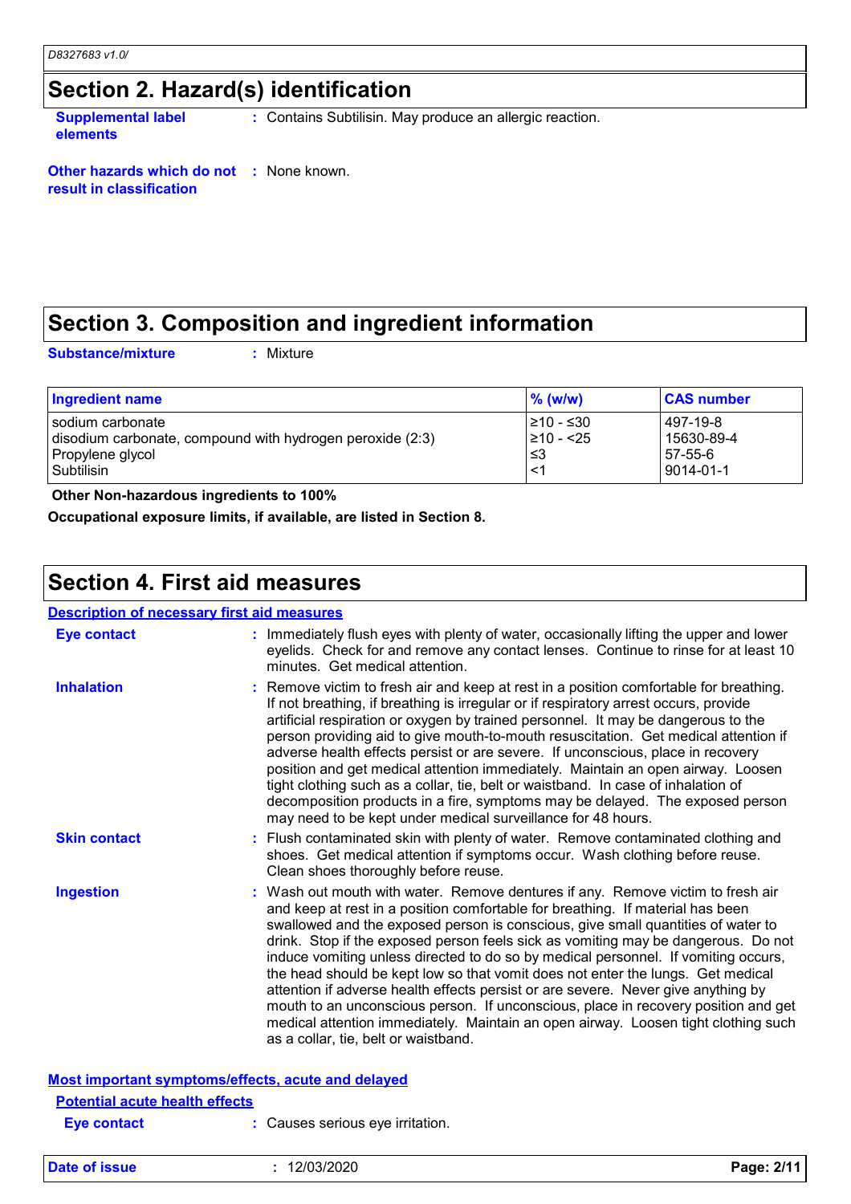## Section 2. Hazard(s) identification

**Supplemental label elements** : Contains Subtilisin. May produce an allergic reaction.

**Other hazards which do not result in classification** : None known.

## Section 3. Composition and ingredient information

**Substance/mixture** : Mixture

| Ingredient name | % (w/w) | CAS number |
|---|---|---|
| sodium carbonate | ≥10 - ≤30 | 497-19-8 |
| disodium carbonate, compound with hydrogen peroxide (2:3) | ≥10 - <25 | 15630-89-4 |
| Propylene glycol | ≤3 | 57-55-6 |
| Subtilisin | <1 | 9014-01-1 |

**Other Non-hazardous ingredients to 100%**

**Occupational exposure limits, if available, are listed in Section 8.**

## Section 4. First aid measures

### Description of necessary first aid measures

**Eye contact** : Immediately flush eyes with plenty of water, occasionally lifting the upper and lower eyelids. Check for and remove any contact lenses. Continue to rinse for at least 10 minutes. Get medical attention.

**Inhalation** : Remove victim to fresh air and keep at rest in a position comfortable for breathing. If not breathing, if breathing is irregular or if respiratory arrest occurs, provide artificial respiration or oxygen by trained personnel. It may be dangerous to the person providing aid to give mouth-to-mouth resuscitation. Get medical attention if adverse health effects persist or are severe. If unconscious, place in recovery position and get medical attention immediately. Maintain an open airway. Loosen tight clothing such as a collar, tie, belt or waistband. In case of inhalation of decomposition products in a fire, symptoms may be delayed. The exposed person may need to be kept under medical surveillance for 48 hours.

**Skin contact** : Flush contaminated skin with plenty of water. Remove contaminated clothing and shoes. Get medical attention if symptoms occur. Wash clothing before reuse. Clean shoes thoroughly before reuse.

**Ingestion** : Wash out mouth with water. Remove dentures if any. Remove victim to fresh air and keep at rest in a position comfortable for breathing. If material has been swallowed and the exposed person is conscious, give small quantities of water to drink. Stop if the exposed person feels sick as vomiting may be dangerous. Do not induce vomiting unless directed to do so by medical personnel. If vomiting occurs, the head should be kept low so that vomit does not enter the lungs. Get medical attention if adverse health effects persist or are severe. Never give anything by mouth to an unconscious person. If unconscious, place in recovery position and get medical attention immediately. Maintain an open airway. Loosen tight clothing such as a collar, tie, belt or waistband.

### Most important symptoms/effects, acute and delayed

#### Potential acute health effects

**Eye contact** : Causes serious eye irritation.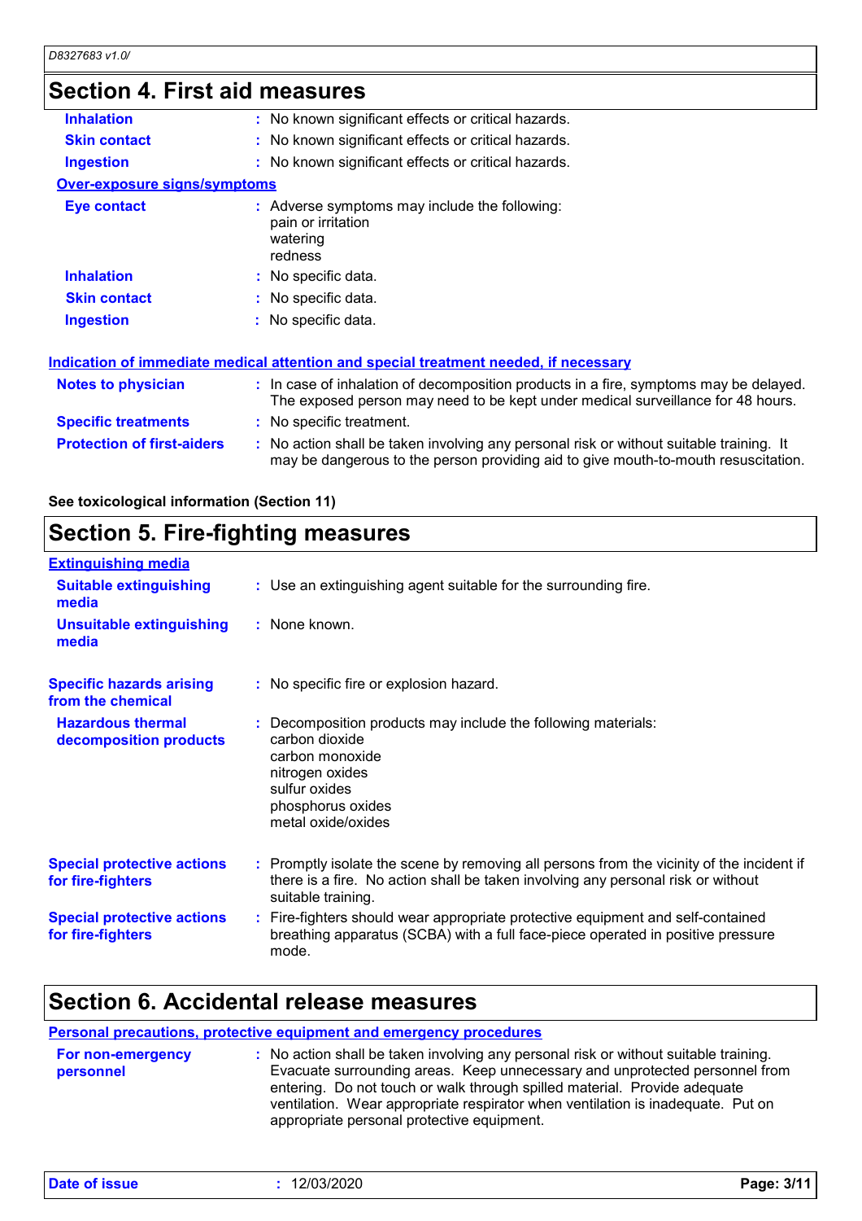## Section 4. First aid measures

| | |
|---|---|
| **Inhalation** | No known significant effects or critical hazards. |
| **Skin contact** | No known significant effects or critical hazards. |
| **Ingestion** | No known significant effects or critical hazards. |

**Over-exposure signs/symptoms**

| | |
|---|---|
| **Eye contact** | Adverse symptoms may include the following:<br>pain or irritation<br>watering<br>redness |
| **Inhalation** | No specific data. |
| **Skin contact** | No specific data. |
| **Ingestion** | No specific data. |

**Indication of immediate medical attention and special treatment needed, if necessary**

| | |
|---|---|
| **Notes to physician** | In case of inhalation of decomposition products in a fire, symptoms may be delayed. The exposed person may need to be kept under medical surveillance for 48 hours. |
| **Specific treatments** | No specific treatment. |
| **Protection of first-aiders** | No action shall be taken involving any personal risk or without suitable training. It may be dangerous to the person providing aid to give mouth-to-mouth resuscitation. |

**See toxicological information (Section 11)**

## Section 5. Fire-fighting measures

**Extinguishing media**

| | |
|---|---|
| **Suitable extinguishing media** | Use an extinguishing agent suitable for the surrounding fire. |
| **Unsuitable extinguishing media** | None known. |
| **Specific hazards arising from the chemical** | No specific fire or explosion hazard. |
| **Hazardous thermal decomposition products** | Decomposition products may include the following materials:<br>carbon dioxide<br>carbon monoxide<br>nitrogen oxides<br>sulfur oxides<br>phosphorus oxides<br>metal oxide/oxides |
| **Special protective actions for fire-fighters** | Promptly isolate the scene by removing all persons from the vicinity of the incident if there is a fire. No action shall be taken involving any personal risk or without suitable training. |
| **Special protective actions for fire-fighters** | Fire-fighters should wear appropriate protective equipment and self-contained breathing apparatus (SCBA) with a full face-piece operated in positive pressure mode. |

## Section 6. Accidental release measures

**Personal precautions, protective equipment and emergency procedures**

| | |
|---|---|
| **For non-emergency personnel** | No action shall be taken involving any personal risk or without suitable training. Evacuate surrounding areas. Keep unnecessary and unprotected personnel from entering. Do not touch or walk through spilled material. Provide adequate ventilation. Wear appropriate respirator when ventilation is inadequate. Put on appropriate personal protective equipment. |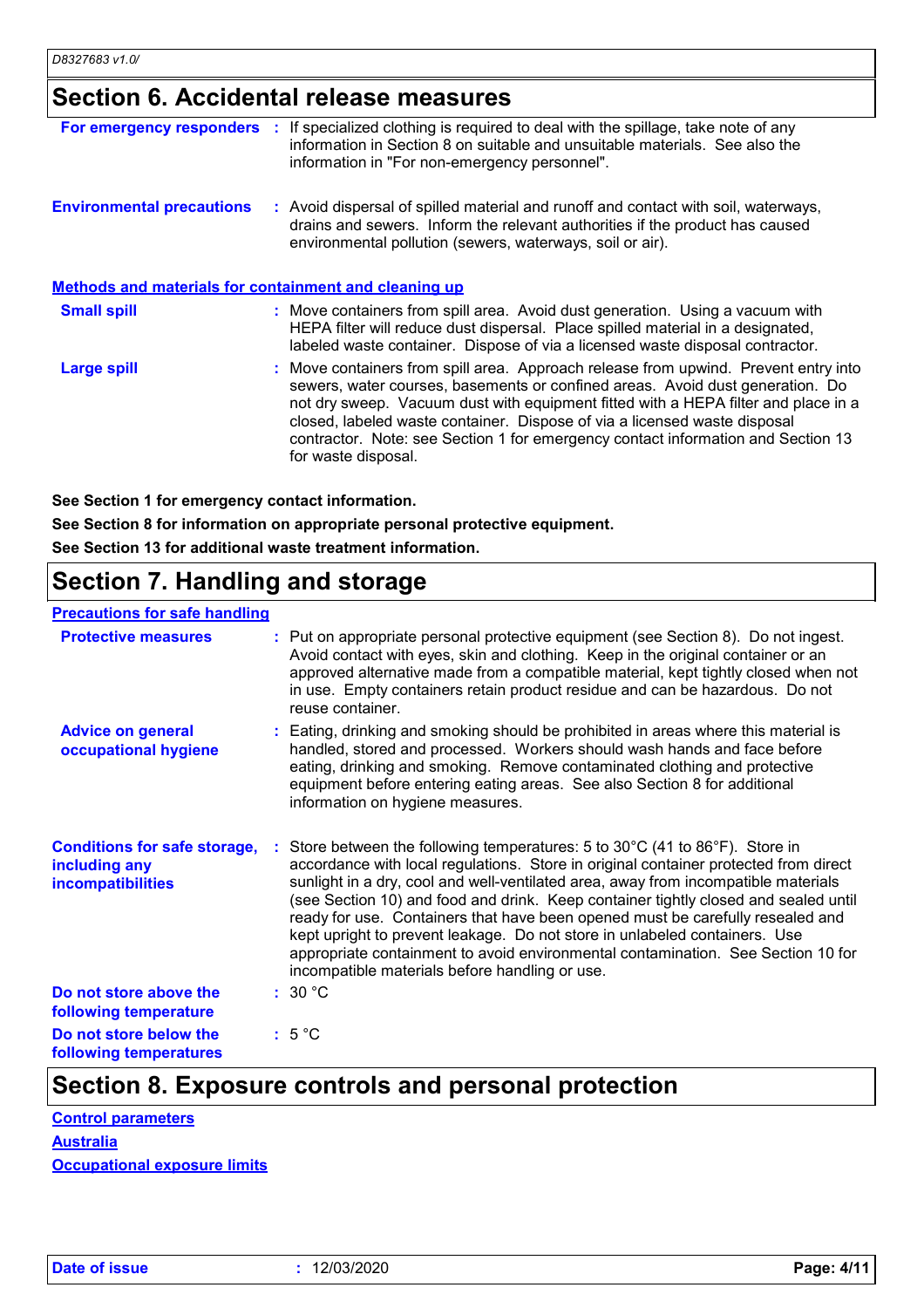## Section 6. Accidental release measures

**For emergency responders** : If specialized clothing is required to deal with the spillage, take note of any information in Section 8 on suitable and unsuitable materials. See also the information in "For non-emergency personnel".

**Environmental precautions** : Avoid dispersal of spilled material and runoff and contact with soil, waterways, drains and sewers. Inform the relevant authorities if the product has caused environmental pollution (sewers, waterways, soil or air).

### Methods and materials for containment and cleaning up

**Small spill** : Move containers from spill area. Avoid dust generation. Using a vacuum with HEPA filter will reduce dust dispersal. Place spilled material in a designated, labeled waste container. Dispose of via a licensed waste disposal contractor.

**Large spill** : Move containers from spill area. Approach release from upwind. Prevent entry into sewers, water courses, basements or confined areas. Avoid dust generation. Do not dry sweep. Vacuum dust with equipment fitted with a HEPA filter and place in a closed, labeled waste container. Dispose of via a licensed waste disposal contractor. Note: see Section 1 for emergency contact information and Section 13 for waste disposal.

**See Section 1 for emergency contact information.**

**See Section 8 for information on appropriate personal protective equipment.**

**See Section 13 for additional waste treatment information.**

## Section 7. Handling and storage

### Precautions for safe handling

**Protective measures** : Put on appropriate personal protective equipment (see Section 8). Do not ingest. Avoid contact with eyes, skin and clothing. Keep in the original container or an approved alternative made from a compatible material, kept tightly closed when not in use. Empty containers retain product residue and can be hazardous. Do not reuse container.

**Advice on general occupational hygiene** : Eating, drinking and smoking should be prohibited in areas where this material is handled, stored and processed. Workers should wash hands and face before eating, drinking and smoking. Remove contaminated clothing and protective equipment before entering eating areas. See also Section 8 for additional information on hygiene measures.

**Conditions for safe storage, including any incompatibilities** : Store between the following temperatures: 5 to 30°C (41 to 86°F). Store in accordance with local regulations. Store in original container protected from direct sunlight in a dry, cool and well-ventilated area, away from incompatible materials (see Section 10) and food and drink. Keep container tightly closed and sealed until ready for use. Containers that have been opened must be carefully resealed and kept upright to prevent leakage. Do not store in unlabeled containers. Use appropriate containment to avoid environmental contamination. See Section 10 for incompatible materials before handling or use.

**Do not store above the following temperature** : 30 °C

**Do not store below the following temperatures** : 5 °C

## Section 8. Exposure controls and personal protection

### Control parameters

### Australia

### Occupational exposure limits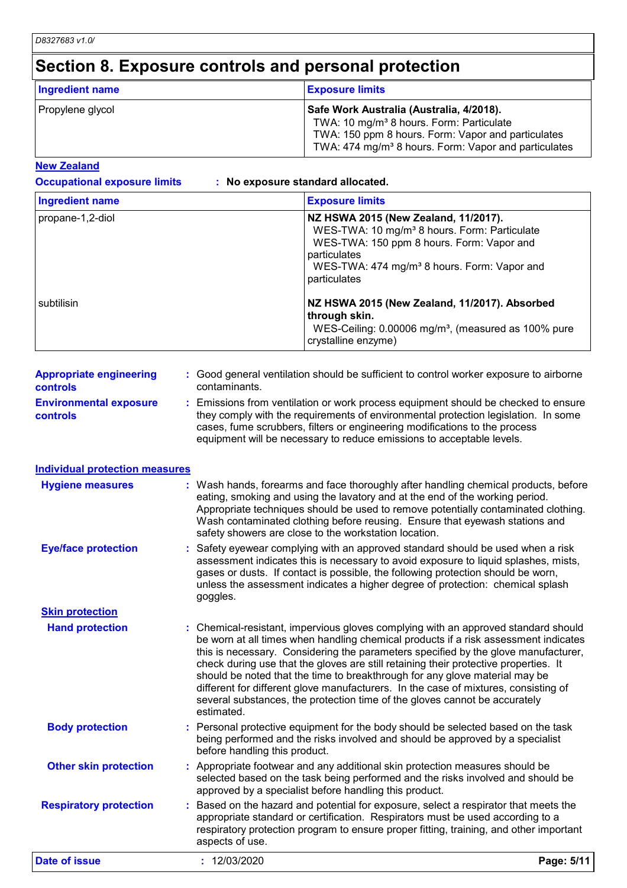## Section 8. Exposure controls and personal protection

| Ingredient name | Exposure limits |
|---|---|
| Propylene glycol | **Safe Work Australia (Australia, 4/2018).**<br>TWA: 10 mg/m³ 8 hours. Form: Particulate<br>TWA: 150 ppm 8 hours. Form: Vapor and particulates<br>TWA: 474 mg/m³ 8 hours. Form: Vapor and particulates |

**New Zealand**

**Occupational exposure limits** : **No exposure standard allocated.**

| Ingredient name | Exposure limits |
|---|---|
| propane-1,2-diol | **NZ HSWA 2015 (New Zealand, 11/2017).**<br>WES-TWA: 10 mg/m³ 8 hours. Form: Particulate<br>WES-TWA: 150 ppm 8 hours. Form: Vapor and particulates<br>WES-TWA: 474 mg/m³ 8 hours. Form: Vapor and particulates |
| subtilisin | **NZ HSWA 2015 (New Zealand, 11/2017). Absorbed through skin.**<br>WES-Ceiling: 0.00006 mg/m³, (measured as 100% pure crystalline enzyme) |

**Appropriate engineering controls** : Good general ventilation should be sufficient to control worker exposure to airborne contaminants.

**Environmental exposure controls** : Emissions from ventilation or work process equipment should be checked to ensure they comply with the requirements of environmental protection legislation. In some cases, fume scrubbers, filters or engineering modifications to the process equipment will be necessary to reduce emissions to acceptable levels.

### Individual protection measures

**Hygiene measures** : Wash hands, forearms and face thoroughly after handling chemical products, before eating, smoking and using the lavatory and at the end of the working period. Appropriate techniques should be used to remove potentially contaminated clothing. Wash contaminated clothing before reusing. Ensure that eyewash stations and safety showers are close to the workstation location.

**Eye/face protection** : Safety eyewear complying with an approved standard should be used when a risk assessment indicates this is necessary to avoid exposure to liquid splashes, mists, gases or dusts. If contact is possible, the following protection should be worn, unless the assessment indicates a higher degree of protection: chemical splash goggles.

#### Skin protection

**Hand protection** : Chemical-resistant, impervious gloves complying with an approved standard should be worn at all times when handling chemical products if a risk assessment indicates this is necessary. Considering the parameters specified by the glove manufacturer, check during use that the gloves are still retaining their protective properties. It should be noted that the time to breakthrough for any glove material may be different for different glove manufacturers. In the case of mixtures, consisting of several substances, the protection time of the gloves cannot be accurately estimated.

**Body protection** : Personal protective equipment for the body should be selected based on the task being performed and the risks involved and should be approved by a specialist before handling this product.

**Other skin protection** : Appropriate footwear and any additional skin protection measures should be selected based on the task being performed and the risks involved and should be approved by a specialist before handling this product.

**Respiratory protection** : Based on the hazard and potential for exposure, select a respirator that meets the appropriate standard or certification. Respirators must be used according to a respiratory protection program to ensure proper fitting, training, and other important aspects of use.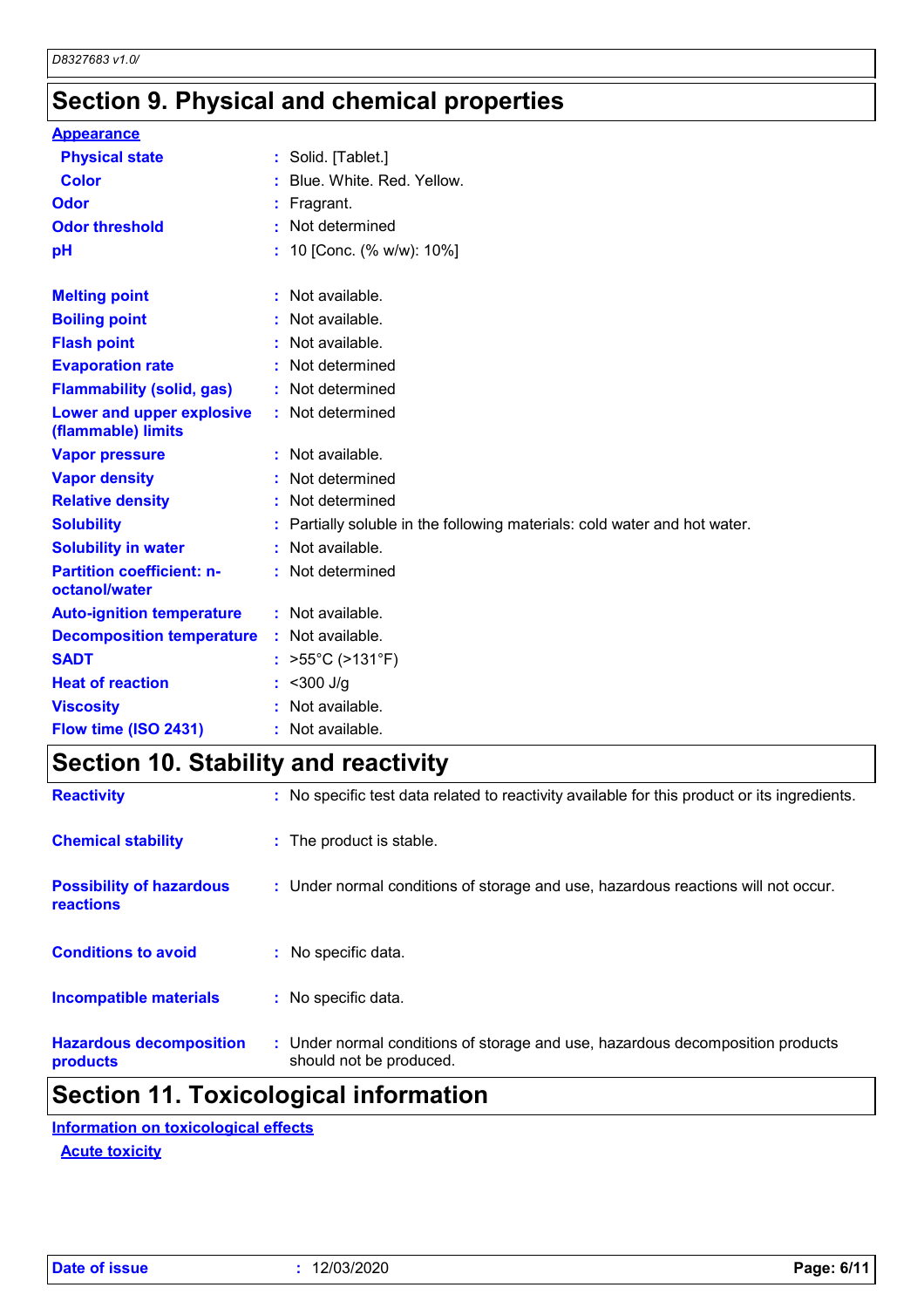## Section 9. Physical and chemical properties

**Appearance**

| | | |
|---|---|---|
| **Physical state** | : | Solid. [Tablet.] |
| **Color** | : | Blue. White. Red. Yellow. |
| **Odor** | : | Fragrant. |
| **Odor threshold** | : | Not determined |
| **pH** | : | 10 [Conc. (% w/w): 10%] |
| **Melting point** | : | Not available. |
| **Boiling point** | : | Not available. |
| **Flash point** | : | Not available. |
| **Evaporation rate** | : | Not determined |
| **Flammability (solid, gas)** | : | Not determined |
| **Lower and upper explosive (flammable) limits** | : | Not determined |
| **Vapor pressure** | : | Not available. |
| **Vapor density** | : | Not determined |
| **Relative density** | : | Not determined |
| **Solubility** | : | Partially soluble in the following materials: cold water and hot water. |
| **Solubility in water** | : | Not available. |
| **Partition coefficient: n-octanol/water** | : | Not determined |
| **Auto-ignition temperature** | : | Not available. |
| **Decomposition temperature** | : | Not available. |
| **SADT** | : | >55°C (>131°F) |
| **Heat of reaction** | : | <300 J/g |
| **Viscosity** | : | Not available. |
| **Flow time (ISO 2431)** | : | Not available. |

## Section 10. Stability and reactivity

| | | |
|---|---|---|
| **Reactivity** | : | No specific test data related to reactivity available for this product or its ingredients. |
| **Chemical stability** | : | The product is stable. |
| **Possibility of hazardous reactions** | : | Under normal conditions of storage and use, hazardous reactions will not occur. |
| **Conditions to avoid** | : | No specific data. |
| **Incompatible materials** | : | No specific data. |
| **Hazardous decomposition products** | : | Under normal conditions of storage and use, hazardous decomposition products should not be produced. |

## Section 11. Toxicological information

**Information on toxicological effects**

**Acute toxicity**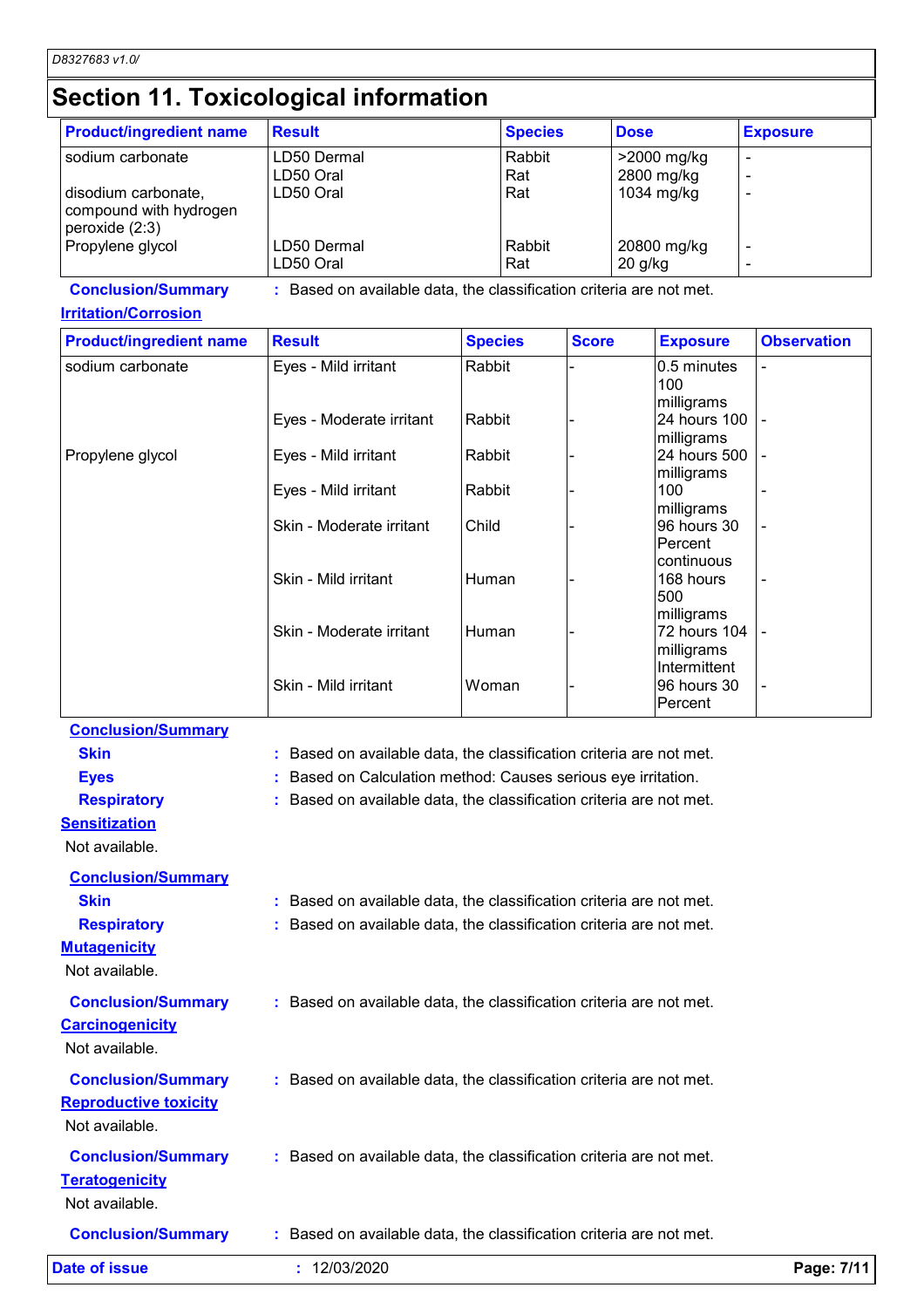# Section 11. Toxicological information

| Product/ingredient name | Result | Species | Dose | Exposure |
|---|---|---|---|---|
| sodium carbonate | LD50 Dermal | Rabbit | >2000 mg/kg | - |
| | LD50 Oral | Rat | 2800 mg/kg | - |
| disodium carbonate, compound with hydrogen peroxide (2:3) | LD50 Oral | Rat | 1034 mg/kg | - |
| Propylene glycol | LD50 Dermal | Rabbit | 20800 mg/kg | - |
| | LD50 Oral | Rat | 20 g/kg | - |

**Conclusion/Summary** : Based on available data, the classification criteria are not met.

**Irritation/Corrosion**

| Product/ingredient name | Result | Species | Score | Exposure | Observation |
|---|---|---|---|---|---|
| sodium carbonate | Eyes - Mild irritant | Rabbit | - | 0.5 minutes 100 milligrams | - |
| | Eyes - Moderate irritant | Rabbit | - | 24 hours 100 milligrams | - |
| Propylene glycol | Eyes - Mild irritant | Rabbit | - | 24 hours 500 milligrams | - |
| | Eyes - Mild irritant | Rabbit | - | 100 milligrams | - |
| | Skin - Moderate irritant | Child | - | 96 hours 30 Percent continuous | - |
| | Skin - Mild irritant | Human | - | 168 hours 500 milligrams | - |
| | Skin - Moderate irritant | Human | - | 72 hours 104 milligrams Intermittent | - |
| | Skin - Mild irritant | Woman | - | 96 hours 30 Percent | - |

**Conclusion/Summary**

**Skin** : Based on available data, the classification criteria are not met.

**Eyes** : Based on Calculation method: Causes serious eye irritation.

**Respiratory** : Based on available data, the classification criteria are not met.

**Sensitization**

Not available.

**Conclusion/Summary**

**Skin** : Based on available data, the classification criteria are not met.

**Respiratory** : Based on available data, the classification criteria are not met.

**Mutagenicity**

Not available.

**Conclusion/Summary** : Based on available data, the classification criteria are not met.

**Carcinogenicity**

Not available.

**Conclusion/Summary** : Based on available data, the classification criteria are not met.

**Reproductive toxicity**

Not available.

**Conclusion/Summary** : Based on available data, the classification criteria are not met.

**Teratogenicity**

Not available.

**Conclusion/Summary** : Based on available data, the classification criteria are not met.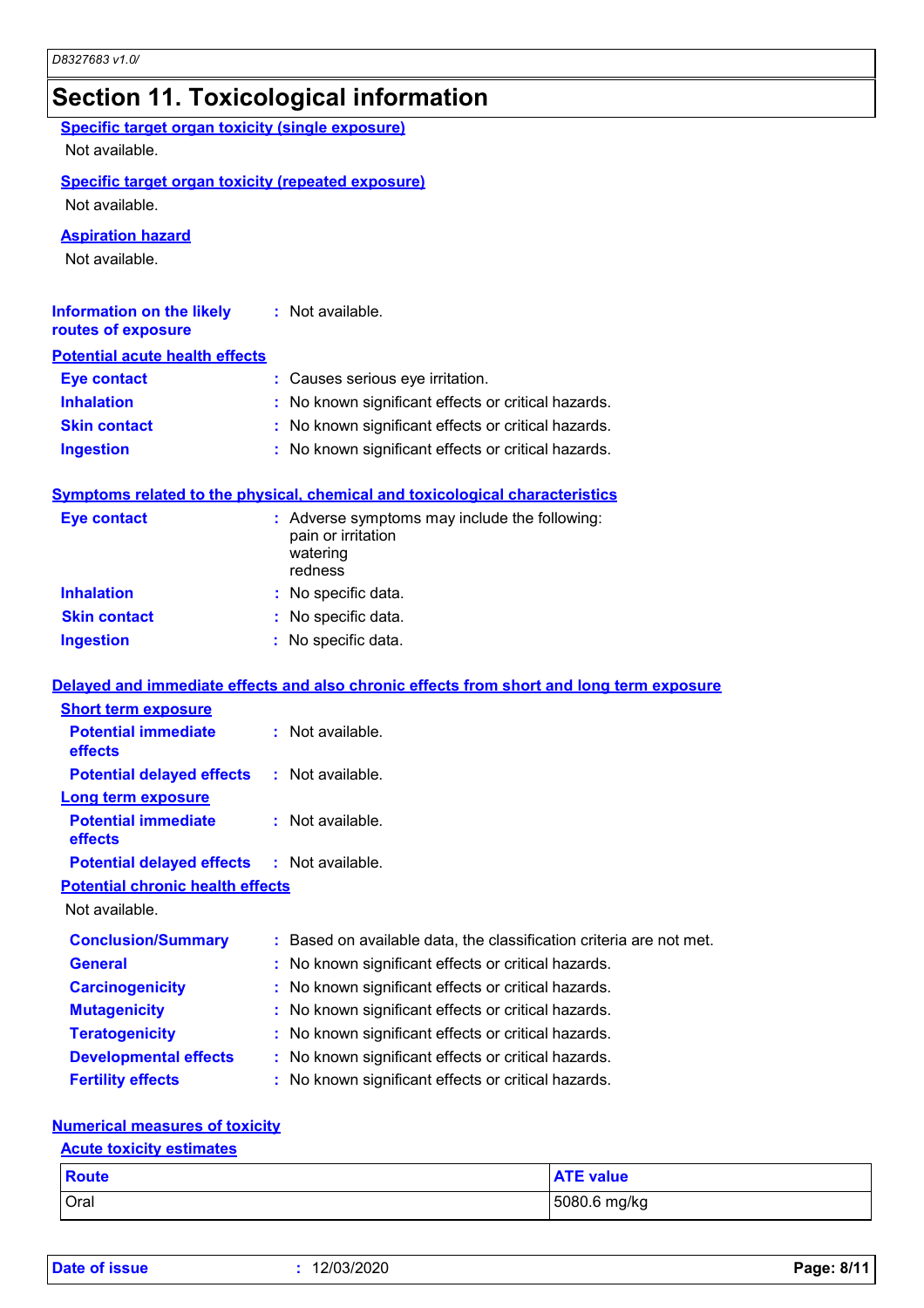## Section 11. Toxicological information

**Specific target organ toxicity (single exposure)**

Not available.

**Specific target organ toxicity (repeated exposure)**

Not available.

**Aspiration hazard**

Not available.

**Information on the likely routes of exposure** : Not available.

**Potential acute health effects**

**Eye contact** : Causes serious eye irritation.

**Inhalation** : No known significant effects or critical hazards.

**Skin contact** : No known significant effects or critical hazards.

**Ingestion** : No known significant effects or critical hazards.

**Symptoms related to the physical, chemical and toxicological characteristics**

**Eye contact** : Adverse symptoms may include the following:
pain or irritation
watering
redness

**Inhalation** : No specific data.

**Skin contact** : No specific data.

**Ingestion** : No specific data.

**Delayed and immediate effects and also chronic effects from short and long term exposure**

**Short term exposure**

**Potential immediate effects** : Not available.

**Potential delayed effects** : Not available.

**Long term exposure**

**Potential immediate effects** : Not available.

**Potential delayed effects** : Not available.

**Potential chronic health effects**

Not available.

**Conclusion/Summary** : Based on available data, the classification criteria are not met.

**General** : No known significant effects or critical hazards.

**Carcinogenicity** : No known significant effects or critical hazards.

**Mutagenicity** : No known significant effects or critical hazards.

**Teratogenicity** : No known significant effects or critical hazards.

**Developmental effects** : No known significant effects or critical hazards.

**Fertility effects** : No known significant effects or critical hazards.

**Numerical measures of toxicity**

**Acute toxicity estimates**

| Route | ATE value |
|---|---|
| Oral | 5080.6 mg/kg |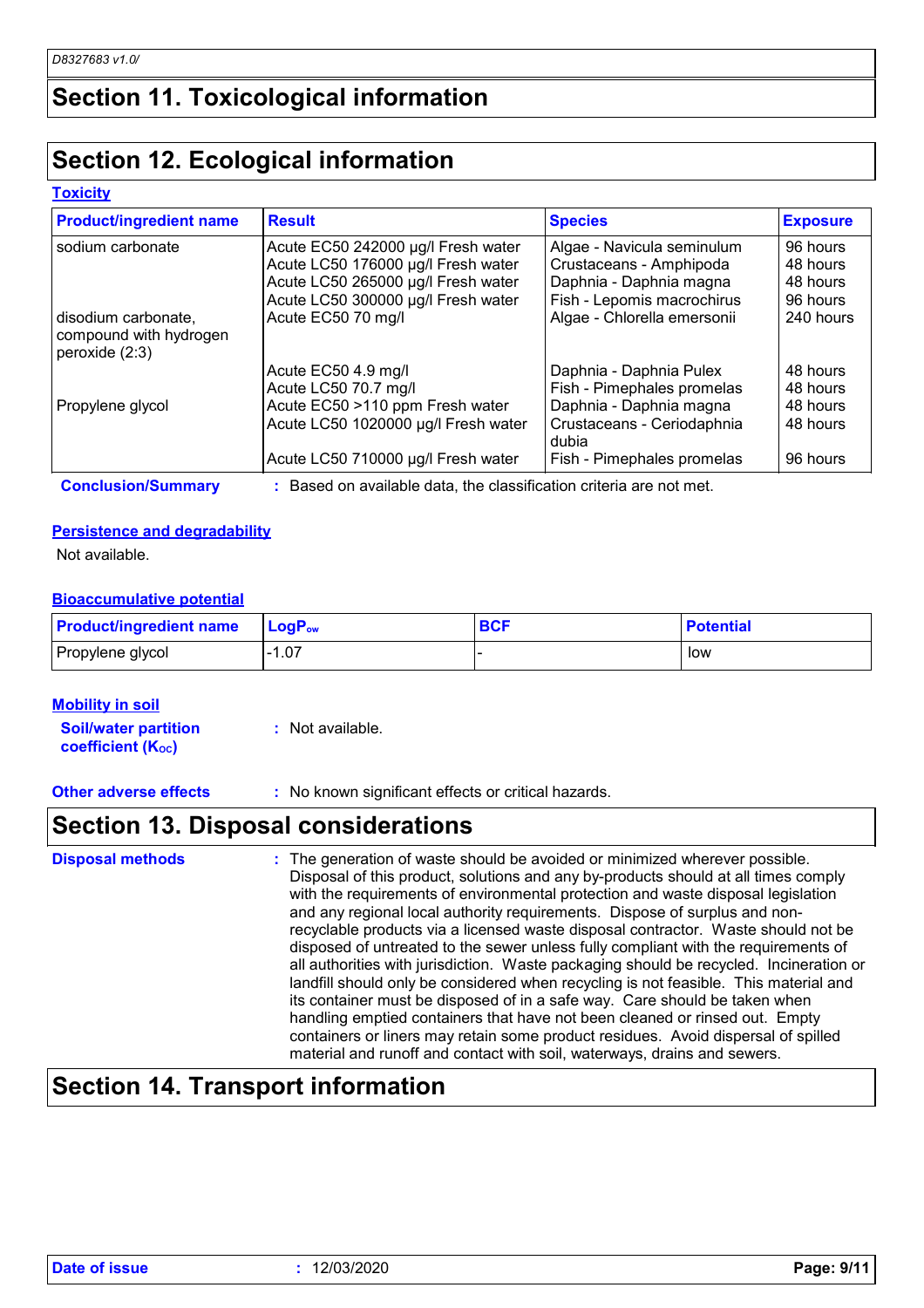# Section 11. Toxicological information

# Section 12. Ecological information

### Toxicity

| Product/ingredient name | Result | Species | Exposure |
|---|---|---|---|
| sodium carbonate | Acute EC50 242000 µg/l Fresh water | Algae - Navicula seminulum | 96 hours |
| | Acute LC50 176000 µg/l Fresh water | Crustaceans - Amphipoda | 48 hours |
| | Acute LC50 265000 µg/l Fresh water | Daphnia - Daphnia magna | 48 hours |
| | Acute LC50 300000 µg/l Fresh water | Fish - Lepomis macrochirus | 96 hours |
| disodium carbonate, compound with hydrogen peroxide (2:3) | Acute EC50 70 mg/l | Algae - Chlorella emersonii | 240 hours |
| | Acute EC50 4.9 mg/l | Daphnia - Daphnia Pulex | 48 hours |
| | Acute LC50 70.7 mg/l | Fish - Pimephales promelas | 48 hours |
| Propylene glycol | Acute EC50 >110 ppm Fresh water | Daphnia - Daphnia magna | 48 hours |
| | Acute LC50 1020000 µg/l Fresh water | Crustaceans - Ceriodaphnia dubia | 48 hours |
| | Acute LC50 710000 µg/l Fresh water | Fish - Pimephales promelas | 96 hours |

**Conclusion/Summary** : Based on available data, the classification criteria are not met.

### Persistence and degradability

Not available.

### Bioaccumulative potential

| Product/ingredient name | $LogP_{ow}$ | BCF | Potential |
|---|---|---|---|
| Propylene glycol | -1.07 | - | low |

### Mobility in soil

**Soil/water partition coefficient ($K_{OC}$)** : Not available.

**Other adverse effects** : No known significant effects or critical hazards.

# Section 13. Disposal considerations

**Disposal methods** : The generation of waste should be avoided or minimized wherever possible. Disposal of this product, solutions and any by-products should at all times comply with the requirements of environmental protection and waste disposal legislation and any regional local authority requirements. Dispose of surplus and non-recyclable products via a licensed waste disposal contractor. Waste should not be disposed of untreated to the sewer unless fully compliant with the requirements of all authorities with jurisdiction. Waste packaging should be recycled. Incineration or landfill should only be considered when recycling is not feasible. This material and its container must be disposed of in a safe way. Care should be taken when handling emptied containers that have not been cleaned or rinsed out. Empty containers or liners may retain some product residues. Avoid dispersal of spilled material and runoff and contact with soil, waterways, drains and sewers.

# Section 14. Transport information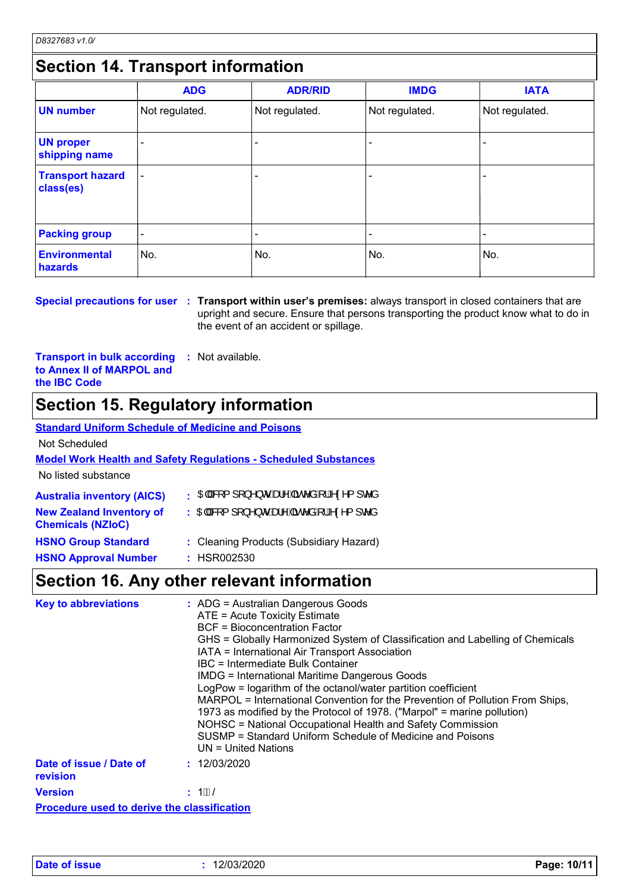## Section 14. Transport information

| | ADG | ADR/RID | IMDG | IATA |
|---|---|---|---|---|
| **UN number** | Not regulated. | Not regulated. | Not regulated. | Not regulated. |
| **UN proper shipping name** | - | - | - | - |
| **Transport hazard class(es)** | - | - | - | - |
| **Packing group** | - | - | - | - |
| **Environmental hazards** | No. | No. | No. | No. |

**Special precautions for user** : **Transport within user's premises:** always transport in closed containers that are upright and secure. Ensure that persons transporting the product know what to do in the event of an accident or spillage.

**Transport in bulk according to Annex II of MARPOL and the IBC Code** : Not available.

## Section 15. Regulatory information

**Standard Uniform Schedule of Medicine and Poisons**

Not Scheduled

**Model Work Health and Safety Regulations - Scheduled Substances**

No listed substance

**Australia inventory (AICS)** : All components are listed or exempted.

**New Zealand Inventory of Chemicals (NZIoC)** : All components are listed or exempted.

**HSNO Group Standard** : Cleaning Products (Subsidiary Hazard)

**HSNO Approval Number** : HSR002530

## Section 16. Any other relevant information

**Key to abbreviations** :
ADG = Australian Dangerous Goods
ATE = Acute Toxicity Estimate
BCF = Bioconcentration Factor
GHS = Globally Harmonized System of Classification and Labelling of Chemicals
IATA = International Air Transport Association
IBC = Intermediate Bulk Container
IMDG = International Maritime Dangerous Goods
LogPow = logarithm of the octanol/water partition coefficient
MARPOL = International Convention for the Prevention of Pollution From Ships, 1973 as modified by the Protocol of 1978. ("Marpol" = marine pollution)
NOHSC = National Occupational Health and Safety Commission
SUSMP = Standard Uniform Schedule of Medicine and Poisons
UN = United Nations

**Date of issue / Date of revision** : 12/03/2020

**Version** : 1.0

**Procedure used to derive the classification**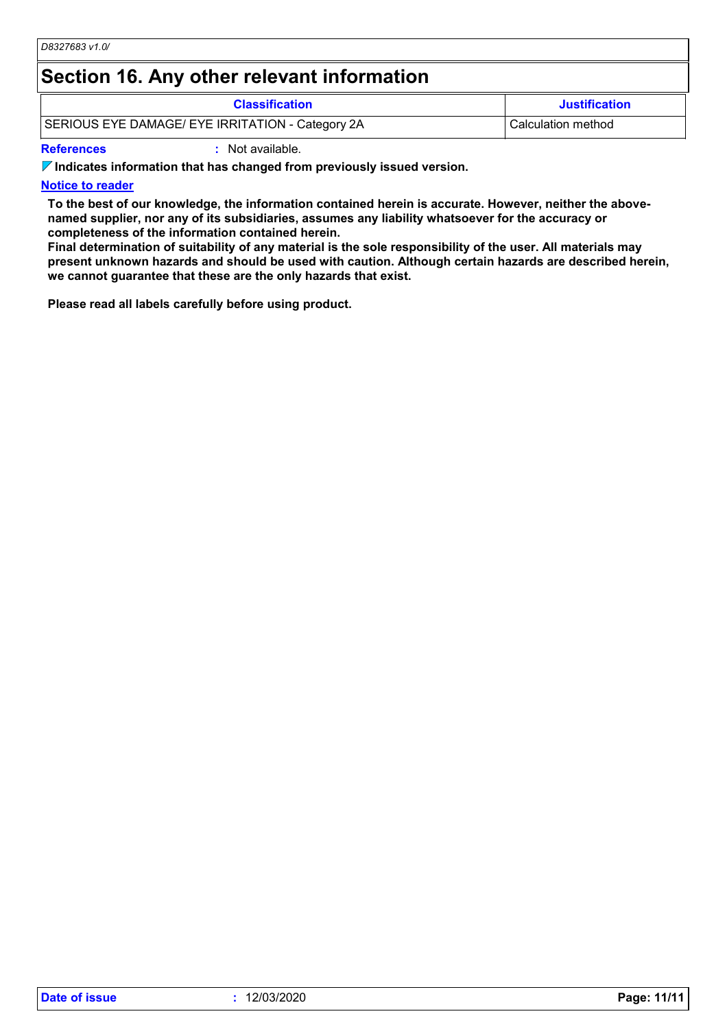## Section 16. Any other relevant information

| Classification | Justification |
| --- | --- |
| SERIOUS EYE DAMAGE/ EYE IRRITATION - Category 2A | Calculation method |

**References** : Not available.

**Indicates information that has changed from previously issued version.**

**Notice to reader**

**To the best of our knowledge, the information contained herein is accurate. However, neither the above-named supplier, nor any of its subsidiaries, assumes any liability whatsoever for the accuracy or completeness of the information contained herein.**
**Final determination of suitability of any material is the sole responsibility of the user. All materials may present unknown hazards and should be used with caution. Although certain hazards are described herein, we cannot guarantee that these are the only hazards that exist.**

**Please read all labels carefully before using product.**